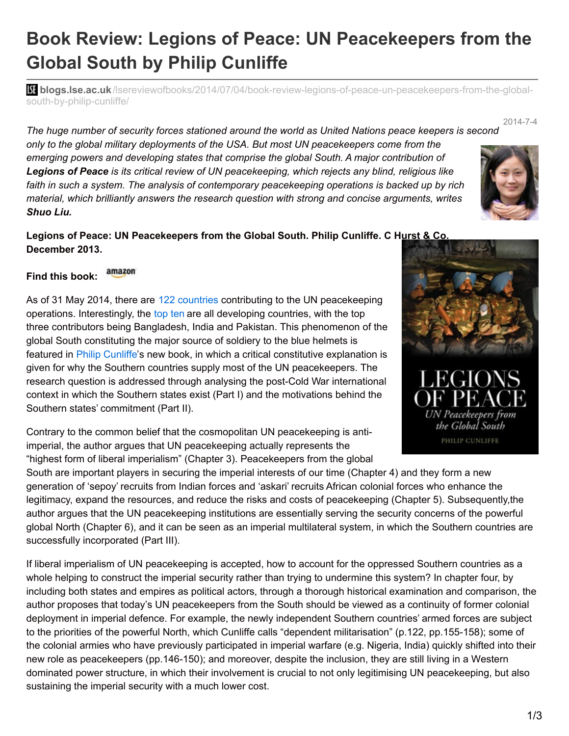# Book Review: Legions of Peace: UN Peacekeepers from the Global South by Philip Cunliffe

**blogs.lse.ac.uk**/lsereviewofbooks/2014/07/04/book-review-legions-of-peace-un-peacekeepers-from-the-global-south-by-philip-cunliffe/

2014-7-4

*The huge number of security forces stationed around the world as United Nations peace keepers is second only to the global military deployments of the USA. But most UN peacekeepers come from the emerging powers and developing states that comprise the global South. A major contribution of **Legions of Peace** is its critical review of UN peacekeeping, which rejects any blind, religious like faith in such a system. The analysis of contemporary peacekeeping operations is backed up by rich material, which brilliantly answers the research question with strong and concise arguments, writes **Shuo Liu.***

**Legions of Peace: UN Peacekeepers from the Global South. Philip Cunliffe. C Hurst & Co. December 2013.**

**Find this book:** amazon

As of 31 May 2014, there are 122 countries contributing to the UN peacekeeping operations. Interestingly, the top ten are all developing countries, with the top three contributors being Bangladesh, India and Pakistan. This phenomenon of the global South constituting the major source of soldiery to the blue helmets is featured in Philip Cunliffe's new book, in which a critical constitutive explanation is given for why the Southern countries supply most of the UN peacekeepers. The research question is addressed through analysing the post-Cold War international context in which the Southern states exist (Part I) and the motivations behind the Southern states' commitment (Part II).

Contrary to the common belief that the cosmopolitan UN peacekeeping is anti-imperial, the author argues that UN peacekeeping actually represents the "highest form of liberal imperialism" (Chapter 3). Peacekeepers from the global South are important players in securing the imperial interests of our time (Chapter 4) and they form a new generation of 'sepoy' recruits from Indian forces and 'askari' recruits African colonial forces who enhance the legitimacy, expand the resources, and reduce the risks and costs of peacekeeping (Chapter 5). Subsequently,the author argues that the UN peacekeeping institutions are essentially serving the security concerns of the powerful global North (Chapter 6), and it can be seen as an imperial multilateral system, in which the Southern countries are successfully incorporated (Part III).

If liberal imperialism of UN peacekeeping is accepted, how to account for the oppressed Southern countries as a whole helping to construct the imperial security rather than trying to undermine this system? In chapter four, by including both states and empires as political actors, through a thorough historical examination and comparison, the author proposes that today's UN peacekeepers from the South should be viewed as a continuity of former colonial deployment in imperial defence. For example, the newly independent Southern countries' armed forces are subject to the priorities of the powerful North, which Cunliffe calls "dependent militarisation" (p.122, pp.155-158); some of the colonial armies who have previously participated in imperial warfare (e.g. Nigeria, India) quickly shifted into their new role as peacekeepers (pp.146-150); and moreover, despite the inclusion, they are still living in a Western dominated power structure, in which their involvement is crucial to not only legitimising UN peacekeeping, but also sustaining the imperial security with a much lower cost.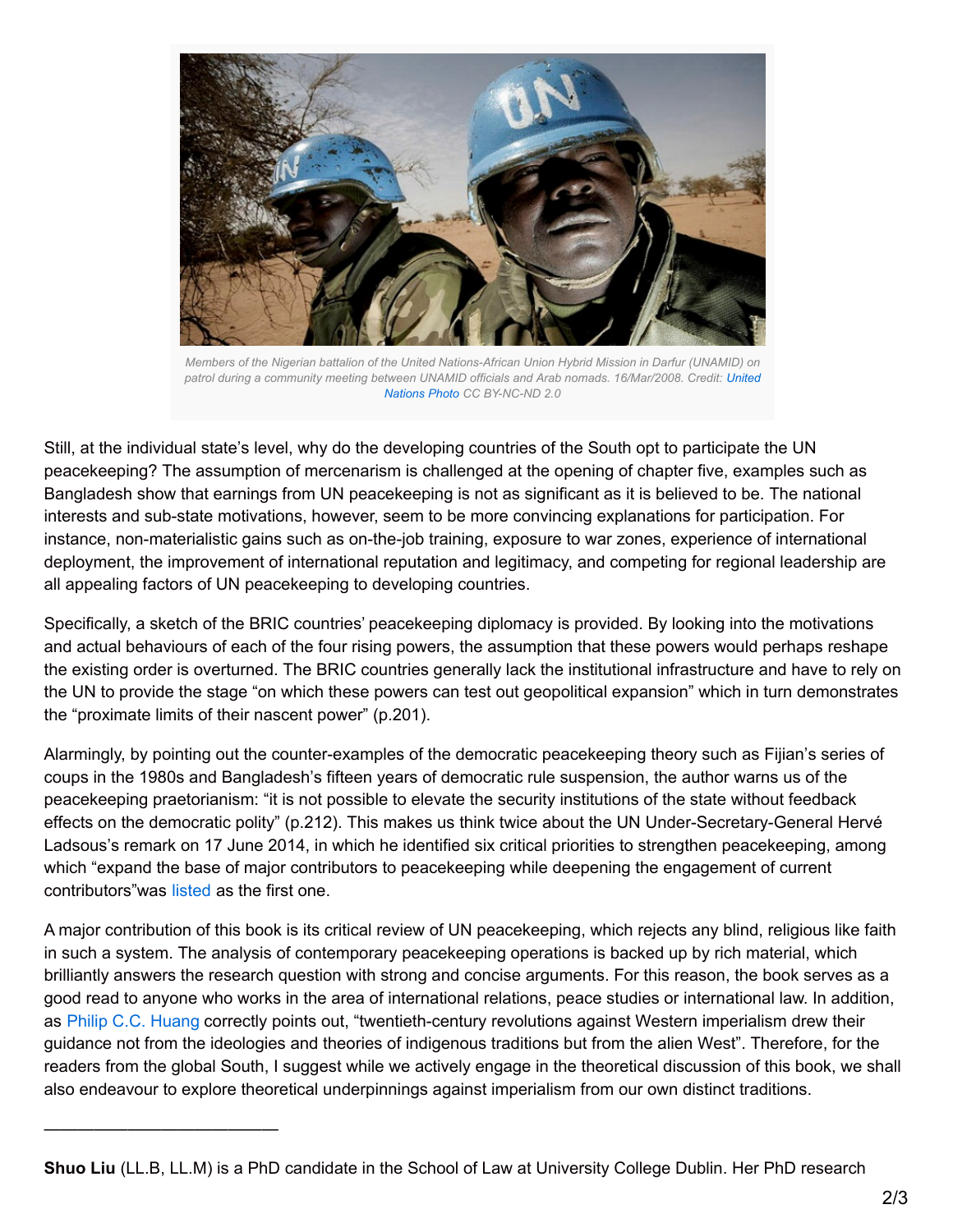Members of the Nigerian battalion of the United Nations-African Union Hybrid Mission in Darfur (UNAMID) on patrol during a community meeting between UNAMID officials and Arab nomads. 16/Mar/2008. Credit: United Nations Photo CC BY-NC-ND 2.0

Still, at the individual state's level, why do the developing countries of the South opt to participate the UN peacekeeping? The assumption of mercenarism is challenged at the opening of chapter five, examples such as Bangladesh show that earnings from UN peacekeeping is not as significant as it is believed to be. The national interests and sub-state motivations, however, seem to be more convincing explanations for participation. For instance, non-materialistic gains such as on-the-job training, exposure to war zones, experience of international deployment, the improvement of international reputation and legitimacy, and competing for regional leadership are all appealing factors of UN peacekeeping to developing countries.

Specifically, a sketch of the BRIC countries' peacekeeping diplomacy is provided. By looking into the motivations and actual behaviours of each of the four rising powers, the assumption that these powers would perhaps reshape the existing order is overturned. The BRIC countries generally lack the institutional infrastructure and have to rely on the UN to provide the stage "on which these powers can test out geopolitical expansion" which in turn demonstrates the "proximate limits of their nascent power" (p.201).

Alarmingly, by pointing out the counter-examples of the democratic peacekeeping theory such as Fijian's series of coups in the 1980s and Bangladesh's fifteen years of democratic rule suspension, the author warns us of the peacekeeping praetorianism: "it is not possible to elevate the security institutions of the state without feedback effects on the democratic polity" (p.212). This makes us think twice about the UN Under-Secretary-General Hervé Ladsous's remark on 17 June 2014, in which he identified six critical priorities to strengthen peacekeeping, among which "expand the base of major contributors to peacekeeping while deepening the engagement of current contributors"was listed as the first one.

A major contribution of this book is its critical review of UN peacekeeping, which rejects any blind, religious like faith in such a system. The analysis of contemporary peacekeeping operations is backed up by rich material, which brilliantly answers the research question with strong and concise arguments. For this reason, the book serves as a good read to anyone who works in the area of international relations, peace studies or international law. In addition, as Philip C.C. Huang correctly points out, "twentieth-century revolutions against Western imperialism drew their guidance not from the ideologies and theories of indigenous traditions but from the alien West". Therefore, for the readers from the global South, I suggest while we actively engage in the theoretical discussion of this book, we shall also endeavour to explore theoretical underpinnings against imperialism from our own distinct traditions.

---

**Shuo Liu** (LL.B, LL.M) is a PhD candidate in the School of Law at University College Dublin. Her PhD research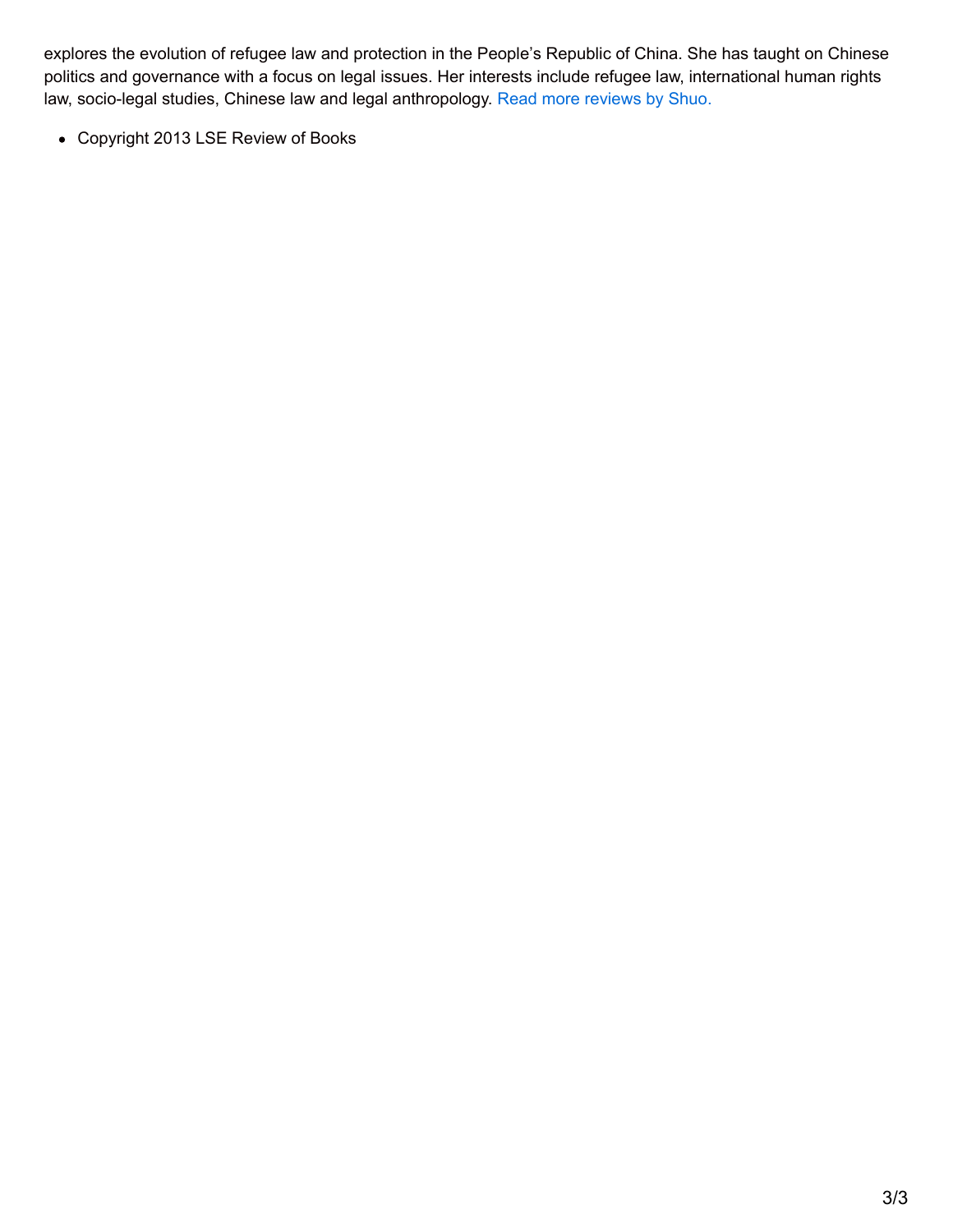explores the evolution of refugee law and protection in the People's Republic of China. She has taught on Chinese politics and governance with a focus on legal issues. Her interests include refugee law, international human rights law, socio-legal studies, Chinese law and legal anthropology. Read more reviews by Shuo.

- Copyright 2013 LSE Review of Books